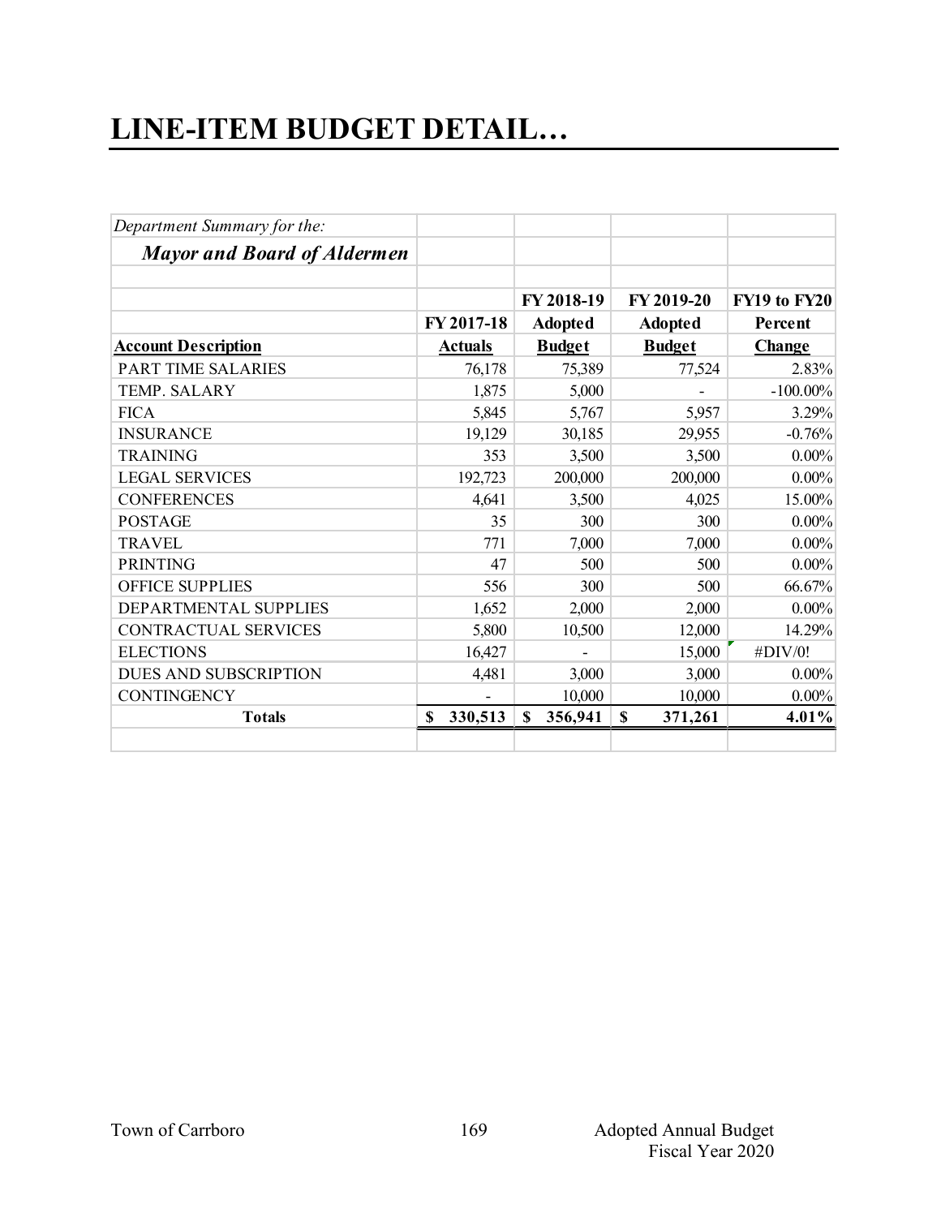# LINE-ITEM BUDGET DETAIL…

| *Department Summary for the:* | | | | |
|---|---|---|---|---|
| ***Mayor and Board of Aldermen*** | | | | |
| | | **FY 2018-19** | **FY 2019-20** | **FY19 to FY20** |
| | **FY 2017-18** | **Adopted** | **Adopted** | **Percent** |
| **Account Description** | **Actuals** | **Budget** | **Budget** | **Change** |
| PART TIME SALARIES | 76,178 | 75,389 | 77,524 | 2.83% |
| TEMP. SALARY | 1,875 | 5,000 | - | -100.00% |
| FICA | 5,845 | 5,767 | 5,957 | 3.29% |
| INSURANCE | 19,129 | 30,185 | 29,955 | -0.76% |
| TRAINING | 353 | 3,500 | 3,500 | 0.00% |
| LEGAL SERVICES | 192,723 | 200,000 | 200,000 | 0.00% |
| CONFERENCES | 4,641 | 3,500 | 4,025 | 15.00% |
| POSTAGE | 35 | 300 | 300 | 0.00% |
| TRAVEL | 771 | 7,000 | 7,000 | 0.00% |
| PRINTING | 47 | 500 | 500 | 0.00% |
| OFFICE SUPPLIES | 556 | 300 | 500 | 66.67% |
| DEPARTMENTAL SUPPLIES | 1,652 | 2,000 | 2,000 | 0.00% |
| CONTRACTUAL SERVICES | 5,800 | 10,500 | 12,000 | 14.29% |
| ELECTIONS | 16,427 | - | 15,000 | #DIV/0! |
| DUES AND SUBSCRIPTION | 4,481 | 3,000 | 3,000 | 0.00% |
| CONTINGENCY | - | 10,000 | 10,000 | 0.00% |
| **Totals** | **$ 330,513** | **$ 356,941** | **$ 371,261** | **4.01%** |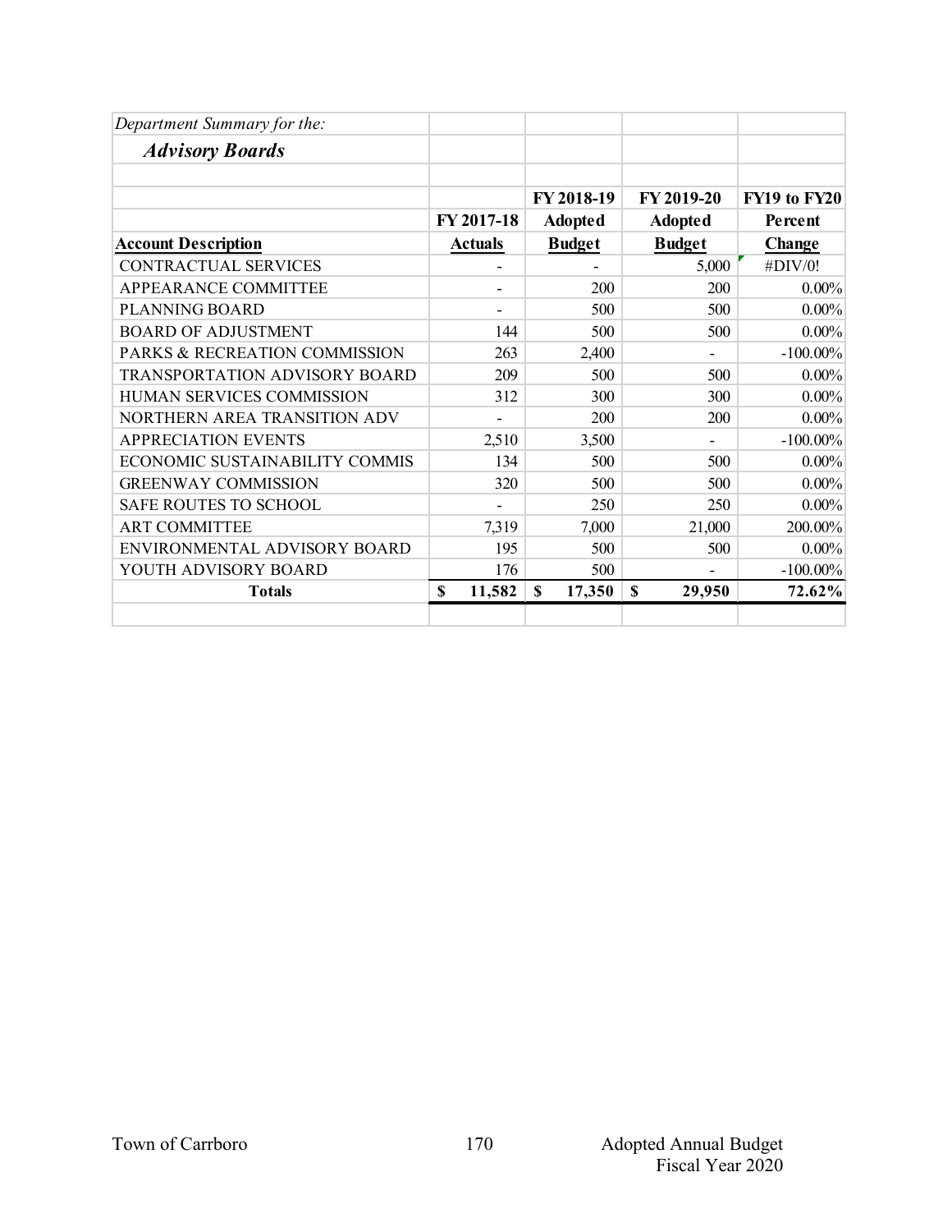*Department Summary for the:*

## *Advisory Boards*

| Account Description | FY 2017-18 Actuals | FY 2018-19 Adopted Budget | FY 2019-20 Adopted Budget | FY19 to FY20 Percent Change |
|---|---|---|---|---|
| CONTRACTUAL SERVICES | - | - | 5,000 | #DIV/0! |
| APPEARANCE COMMITTEE | - | 200 | 200 | 0.00% |
| PLANNING BOARD | - | 500 | 500 | 0.00% |
| BOARD OF ADJUSTMENT | 144 | 500 | 500 | 0.00% |
| PARKS & RECREATION COMMISSION | 263 | 2,400 | - | -100.00% |
| TRANSPORTATION ADVISORY BOARD | 209 | 500 | 500 | 0.00% |
| HUMAN SERVICES COMMISSION | 312 | 300 | 300 | 0.00% |
| NORTHERN AREA TRANSITION ADV | - | 200 | 200 | 0.00% |
| APPRECIATION EVENTS | 2,510 | 3,500 | - | -100.00% |
| ECONOMIC SUSTAINABILITY COMMIS | 134 | 500 | 500 | 0.00% |
| GREENWAY COMMISSION | 320 | 500 | 500 | 0.00% |
| SAFE ROUTES TO SCHOOL | - | 250 | 250 | 0.00% |
| ART COMMITTEE | 7,319 | 7,000 | 21,000 | 200.00% |
| ENVIRONMENTAL ADVISORY BOARD | 195 | 500 | 500 | 0.00% |
| YOUTH ADVISORY BOARD | 176 | 500 | - | -100.00% |
| **Totals** | **$ 11,582** | **$ 17,350** | **$ 29,950** | **72.62%** |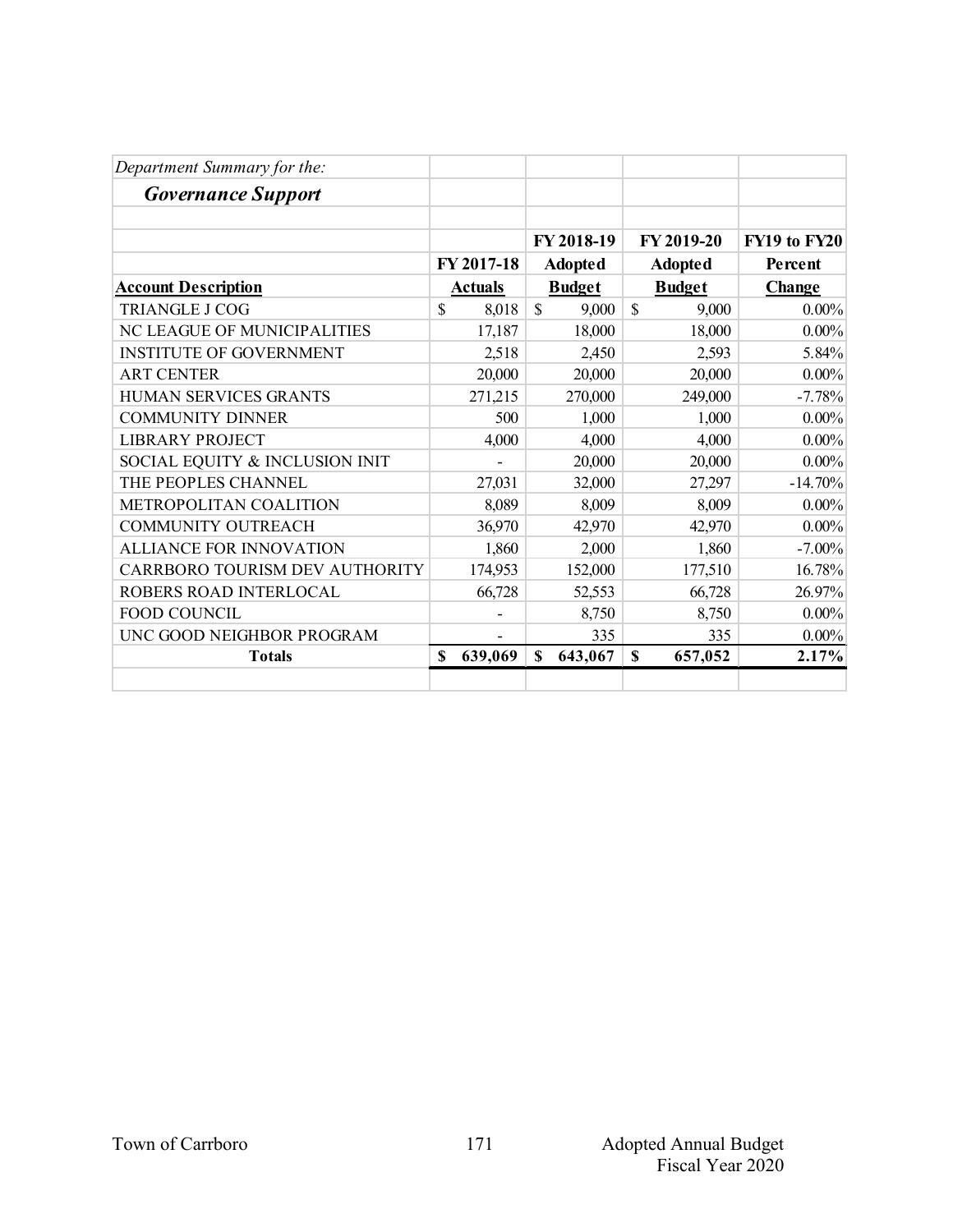*Department Summary for the:*

***Governance Support***

| Account Description | FY 2017-18 Actuals | FY 2018-19 Adopted Budget | FY 2019-20 Adopted Budget | FY19 to FY20 Percent Change |
|---|---|---|---|---|
| TRIANGLE J COG | $ 8,018 | $ 9,000 | $ 9,000 | 0.00% |
| NC LEAGUE OF MUNICIPALITIES | 17,187 | 18,000 | 18,000 | 0.00% |
| INSTITUTE OF GOVERNMENT | 2,518 | 2,450 | 2,593 | 5.84% |
| ART CENTER | 20,000 | 20,000 | 20,000 | 0.00% |
| HUMAN SERVICES GRANTS | 271,215 | 270,000 | 249,000 | -7.78% |
| COMMUNITY DINNER | 500 | 1,000 | 1,000 | 0.00% |
| LIBRARY PROJECT | 4,000 | 4,000 | 4,000 | 0.00% |
| SOCIAL EQUITY & INCLUSION INIT | - | 20,000 | 20,000 | 0.00% |
| THE PEOPLES CHANNEL | 27,031 | 32,000 | 27,297 | -14.70% |
| METROPOLITAN COALITION | 8,089 | 8,009 | 8,009 | 0.00% |
| COMMUNITY OUTREACH | 36,970 | 42,970 | 42,970 | 0.00% |
| ALLIANCE FOR INNOVATION | 1,860 | 2,000 | 1,860 | -7.00% |
| CARRBORO TOURISM DEV AUTHORITY | 174,953 | 152,000 | 177,510 | 16.78% |
| ROBERS ROAD INTERLOCAL | 66,728 | 52,553 | 66,728 | 26.97% |
| FOOD COUNCIL | - | 8,750 | 8,750 | 0.00% |
| UNC GOOD NEIGHBOR PROGRAM | - | 335 | 335 | 0.00% |
| **Totals** | **$ 639,069** | **$ 643,067** | **$ 657,052** | **2.17%** |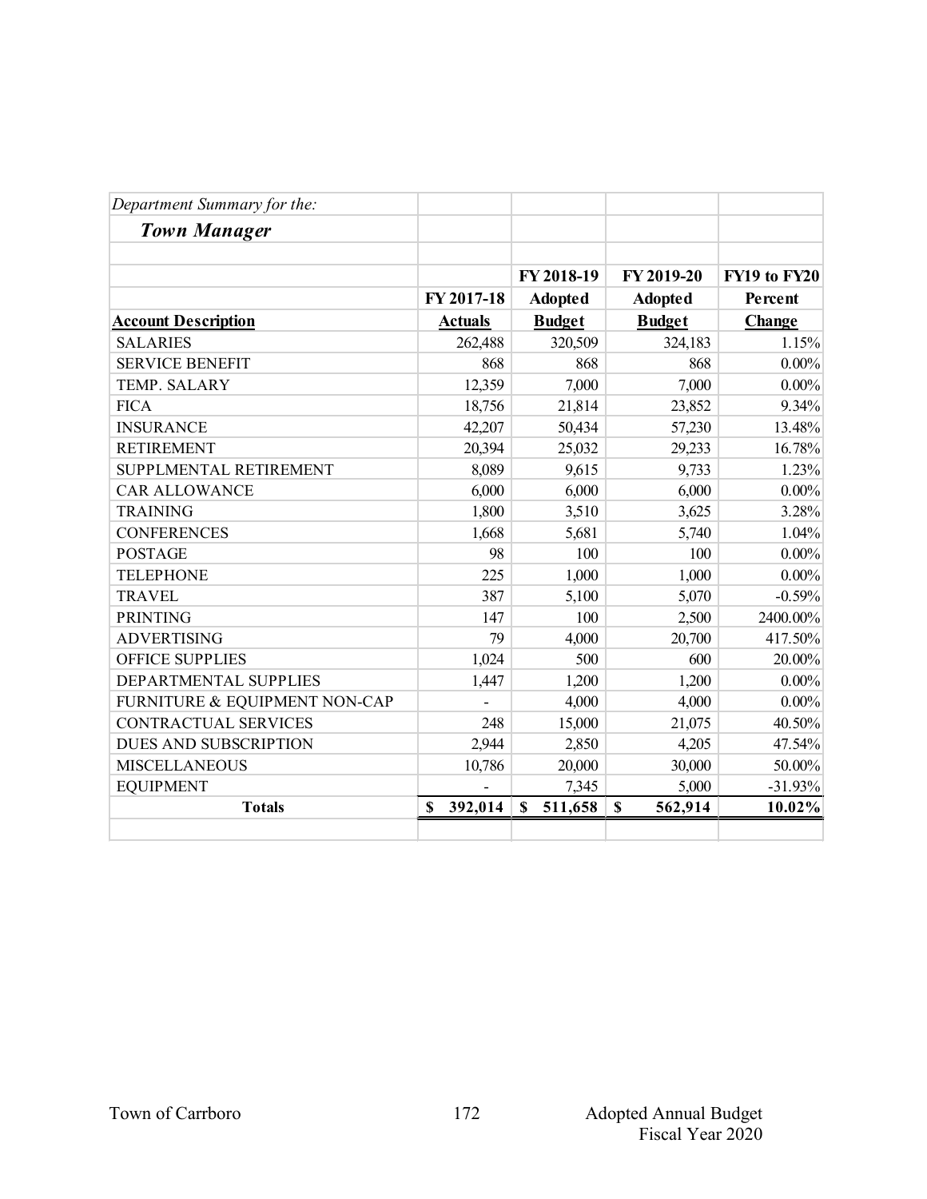*Department Summary for the:*

***Town Manager***

| Account Description | FY 2017-18 Actuals | FY 2018-19 Adopted Budget | FY 2019-20 Adopted Budget | FY19 to FY20 Percent Change |
|---|---|---|---|---|
| SALARIES | 262,488 | 320,509 | 324,183 | 1.15% |
| SERVICE BENEFIT | 868 | 868 | 868 | 0.00% |
| TEMP. SALARY | 12,359 | 7,000 | 7,000 | 0.00% |
| FICA | 18,756 | 21,814 | 23,852 | 9.34% |
| INSURANCE | 42,207 | 50,434 | 57,230 | 13.48% |
| RETIREMENT | 20,394 | 25,032 | 29,233 | 16.78% |
| SUPPLMENTAL RETIREMENT | 8,089 | 9,615 | 9,733 | 1.23% |
| CAR ALLOWANCE | 6,000 | 6,000 | 6,000 | 0.00% |
| TRAINING | 1,800 | 3,510 | 3,625 | 3.28% |
| CONFERENCES | 1,668 | 5,681 | 5,740 | 1.04% |
| POSTAGE | 98 | 100 | 100 | 0.00% |
| TELEPHONE | 225 | 1,000 | 1,000 | 0.00% |
| TRAVEL | 387 | 5,100 | 5,070 | -0.59% |
| PRINTING | 147 | 100 | 2,500 | 2400.00% |
| ADVERTISING | 79 | 4,000 | 20,700 | 417.50% |
| OFFICE SUPPLIES | 1,024 | 500 | 600 | 20.00% |
| DEPARTMENTAL SUPPLIES | 1,447 | 1,200 | 1,200 | 0.00% |
| FURNITURE & EQUIPMENT NON-CAP | - | 4,000 | 4,000 | 0.00% |
| CONTRACTUAL SERVICES | 248 | 15,000 | 21,075 | 40.50% |
| DUES AND SUBSCRIPTION | 2,944 | 2,850 | 4,205 | 47.54% |
| MISCELLANEOUS | 10,786 | 20,000 | 30,000 | 50.00% |
| EQUIPMENT | - | 7,345 | 5,000 | -31.93% |
| **Totals** | **$ 392,014** | **$ 511,658** | **$ 562,914** | **10.02%** |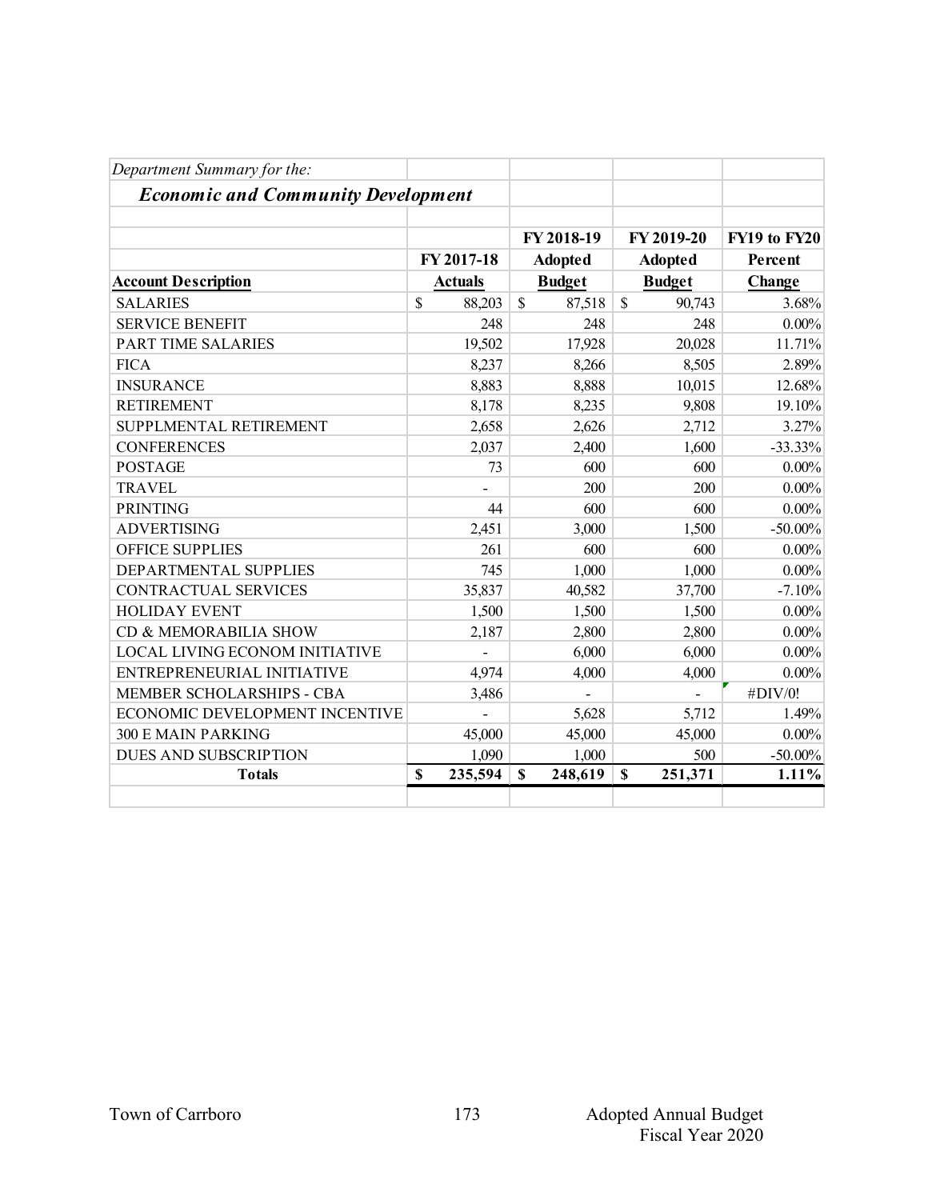*Department Summary for the:*

## *Economic and Community Development*

| Account Description | FY 2017-18 Actuals | FY 2018-19 Adopted Budget | FY 2019-20 Adopted Budget | FY19 to FY20 Percent Change |
|---|---|---|---|---|
| SALARIES | $ 88,203 | $ 87,518 | $ 90,743 | 3.68% |
| SERVICE BENEFIT | 248 | 248 | 248 | 0.00% |
| PART TIME SALARIES | 19,502 | 17,928 | 20,028 | 11.71% |
| FICA | 8,237 | 8,266 | 8,505 | 2.89% |
| INSURANCE | 8,883 | 8,888 | 10,015 | 12.68% |
| RETIREMENT | 8,178 | 8,235 | 9,808 | 19.10% |
| SUPPLMENTAL RETIREMENT | 2,658 | 2,626 | 2,712 | 3.27% |
| CONFERENCES | 2,037 | 2,400 | 1,600 | -33.33% |
| POSTAGE | 73 | 600 | 600 | 0.00% |
| TRAVEL | - | 200 | 200 | 0.00% |
| PRINTING | 44 | 600 | 600 | 0.00% |
| ADVERTISING | 2,451 | 3,000 | 1,500 | -50.00% |
| OFFICE SUPPLIES | 261 | 600 | 600 | 0.00% |
| DEPARTMENTAL SUPPLIES | 745 | 1,000 | 1,000 | 0.00% |
| CONTRACTUAL SERVICES | 35,837 | 40,582 | 37,700 | -7.10% |
| HOLIDAY EVENT | 1,500 | 1,500 | 1,500 | 0.00% |
| CD & MEMORABILIA SHOW | 2,187 | 2,800 | 2,800 | 0.00% |
| LOCAL LIVING ECONOM INITIATIVE | - | 6,000 | 6,000 | 0.00% |
| ENTREPRENEURIAL INITIATIVE | 4,974 | 4,000 | 4,000 | 0.00% |
| MEMBER SCHOLARSHIPS - CBA | 3,486 | - | - | #DIV/0! |
| ECONOMIC DEVELOPMENT INCENTIVE | - | 5,628 | 5,712 | 1.49% |
| 300 E MAIN PARKING | 45,000 | 45,000 | 45,000 | 0.00% |
| DUES AND SUBSCRIPTION | 1,090 | 1,000 | 500 | -50.00% |
| **Totals** | **$ 235,594** | **$ 248,619** | **$ 251,371** | **1.11%** |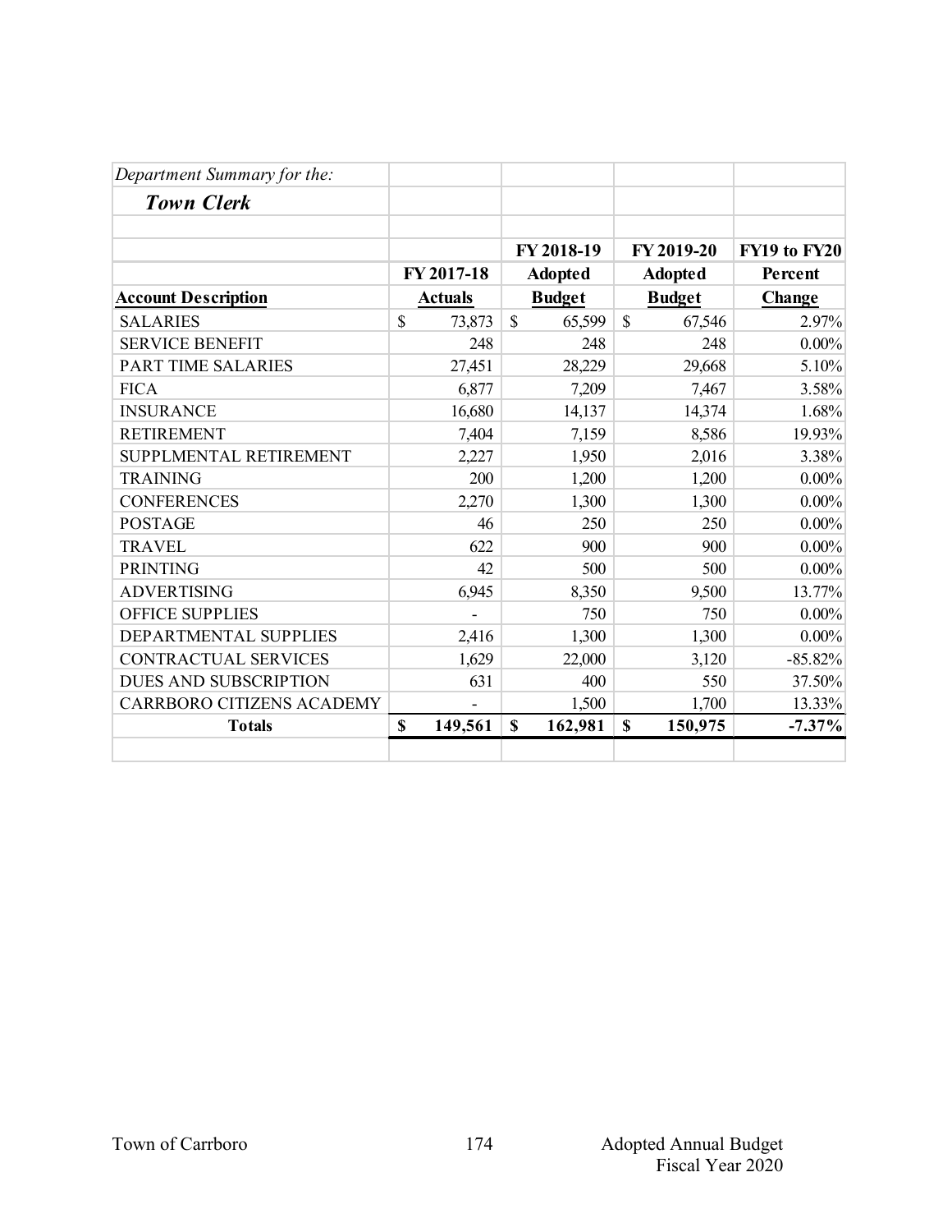*Department Summary for the:*

***Town Clerk***

| Account Description | FY 2017-18 Actuals | FY 2018-19 Adopted Budget | FY 2019-20 Adopted Budget | FY19 to FY20 Percent Change |
|---|---|---|---|---|
| SALARIES | $ 73,873 | $ 65,599 | $ 67,546 | 2.97% |
| SERVICE BENEFIT | 248 | 248 | 248 | 0.00% |
| PART TIME SALARIES | 27,451 | 28,229 | 29,668 | 5.10% |
| FICA | 6,877 | 7,209 | 7,467 | 3.58% |
| INSURANCE | 16,680 | 14,137 | 14,374 | 1.68% |
| RETIREMENT | 7,404 | 7,159 | 8,586 | 19.93% |
| SUPPLMENTAL RETIREMENT | 2,227 | 1,950 | 2,016 | 3.38% |
| TRAINING | 200 | 1,200 | 1,200 | 0.00% |
| CONFERENCES | 2,270 | 1,300 | 1,300 | 0.00% |
| POSTAGE | 46 | 250 | 250 | 0.00% |
| TRAVEL | 622 | 900 | 900 | 0.00% |
| PRINTING | 42 | 500 | 500 | 0.00% |
| ADVERTISING | 6,945 | 8,350 | 9,500 | 13.77% |
| OFFICE SUPPLIES | - | 750 | 750 | 0.00% |
| DEPARTMENTAL SUPPLIES | 2,416 | 1,300 | 1,300 | 0.00% |
| CONTRACTUAL SERVICES | 1,629 | 22,000 | 3,120 | -85.82% |
| DUES AND SUBSCRIPTION | 631 | 400 | 550 | 37.50% |
| CARRBORO CITIZENS ACADEMY | - | 1,500 | 1,700 | 13.33% |
| **Totals** | **$ 149,561** | **$ 162,981** | **$ 150,975** | **-7.37%** |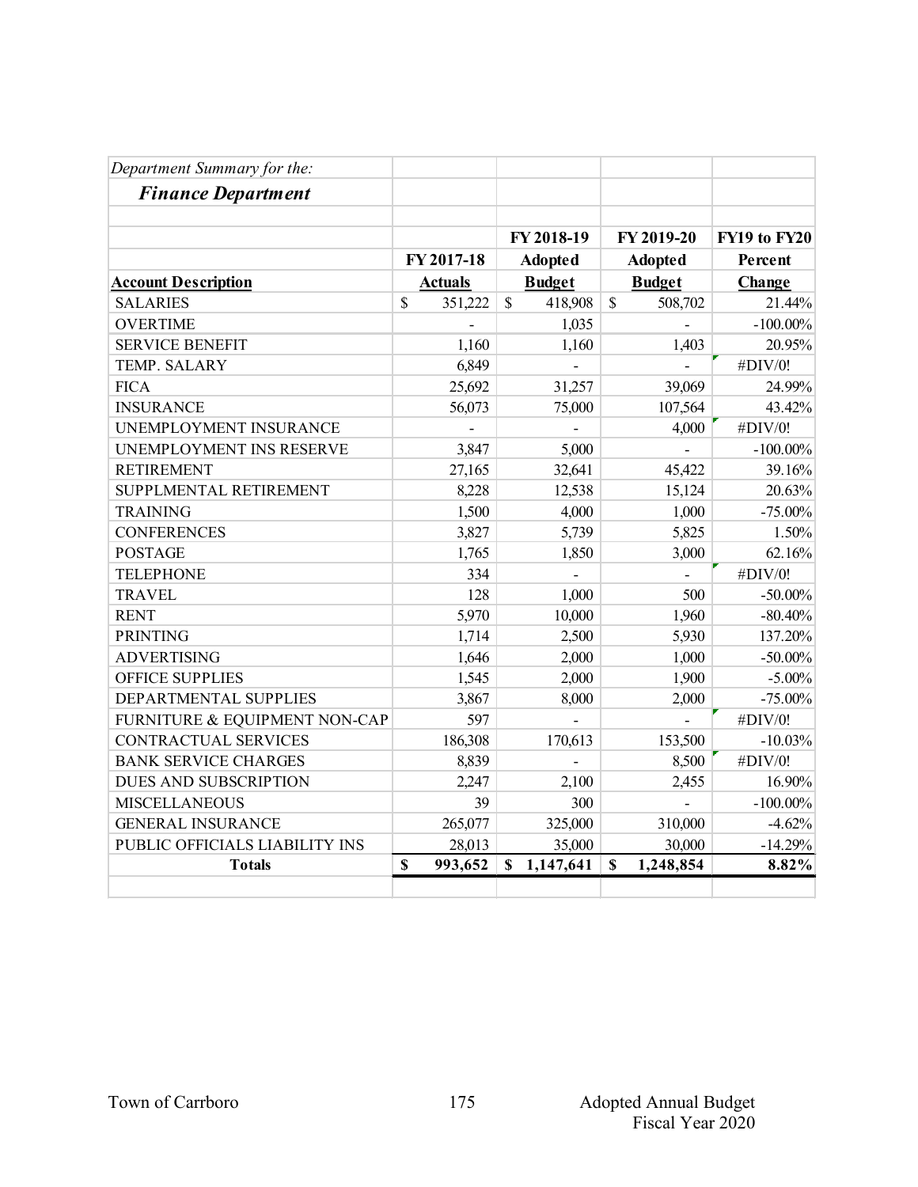*Department Summary for the:*

***Finance Department***

| Account Description | FY 2017-18 Actuals | FY 2018-19 Adopted Budget | FY 2019-20 Adopted Budget | FY19 to FY20 Percent Change |
|---|---|---|---|---|
| SALARIES | $ 351,222 | $ 418,908 | $ 508,702 | 21.44% |
| OVERTIME | - | 1,035 | - | -100.00% |
| SERVICE BENEFIT | 1,160 | 1,160 | 1,403 | 20.95% |
| TEMP. SALARY | 6,849 | - | - | #DIV/0! |
| FICA | 25,692 | 31,257 | 39,069 | 24.99% |
| INSURANCE | 56,073 | 75,000 | 107,564 | 43.42% |
| UNEMPLOYMENT INSURANCE | - | - | 4,000 | #DIV/0! |
| UNEMPLOYMENT INS RESERVE | 3,847 | 5,000 | - | -100.00% |
| RETIREMENT | 27,165 | 32,641 | 45,422 | 39.16% |
| SUPPLMENTAL RETIREMENT | 8,228 | 12,538 | 15,124 | 20.63% |
| TRAINING | 1,500 | 4,000 | 1,000 | -75.00% |
| CONFERENCES | 3,827 | 5,739 | 5,825 | 1.50% |
| POSTAGE | 1,765 | 1,850 | 3,000 | 62.16% |
| TELEPHONE | 334 | - | - | #DIV/0! |
| TRAVEL | 128 | 1,000 | 500 | -50.00% |
| RENT | 5,970 | 10,000 | 1,960 | -80.40% |
| PRINTING | 1,714 | 2,500 | 5,930 | 137.20% |
| ADVERTISING | 1,646 | 2,000 | 1,000 | -50.00% |
| OFFICE SUPPLIES | 1,545 | 2,000 | 1,900 | -5.00% |
| DEPARTMENTAL SUPPLIES | 3,867 | 8,000 | 2,000 | -75.00% |
| FURNITURE & EQUIPMENT NON-CAP | 597 | - | - | #DIV/0! |
| CONTRACTUAL SERVICES | 186,308 | 170,613 | 153,500 | -10.03% |
| BANK SERVICE CHARGES | 8,839 | - | 8,500 | #DIV/0! |
| DUES AND SUBSCRIPTION | 2,247 | 2,100 | 2,455 | 16.90% |
| MISCELLANEOUS | 39 | 300 | - | -100.00% |
| GENERAL INSURANCE | 265,077 | 325,000 | 310,000 | -4.62% |
| PUBLIC OFFICIALS LIABILITY INS | 28,013 | 35,000 | 30,000 | -14.29% |
| **Totals** | **$ 993,652** | **$ 1,147,641** | **$ 1,248,854** | **8.82%** |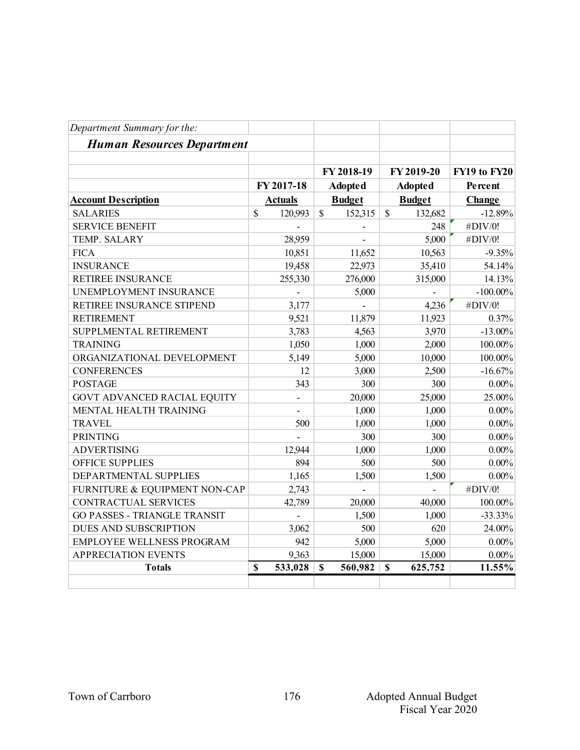*Department Summary for the:*

***Human Resources Department***

| Account Description | FY 2017-18 Actuals | FY 2018-19 Adopted Budget | FY 2019-20 Adopted Budget | FY19 to FY20 Percent Change |
|---|---|---|---|---|
| SALARIES | $ 120,993 | $ 152,315 | $ 132,682 | -12.89% |
| SERVICE BENEFIT | - | - | 248 | #DIV/0! |
| TEMP. SALARY | 28,959 | - | 5,000 | #DIV/0! |
| FICA | 10,851 | 11,652 | 10,563 | -9.35% |
| INSURANCE | 19,458 | 22,973 | 35,410 | 54.14% |
| RETIREE INSURANCE | 255,330 | 276,000 | 315,000 | 14.13% |
| UNEMPLOYMENT INSURANCE | - | 5,000 | - | -100.00% |
| RETIREE INSURANCE STIPEND | 3,177 | - | 4,236 | #DIV/0! |
| RETIREMENT | 9,521 | 11,879 | 11,923 | 0.37% |
| SUPPLMENTAL RETIREMENT | 3,783 | 4,563 | 3,970 | -13.00% |
| TRAINING | 1,050 | 1,000 | 2,000 | 100.00% |
| ORGANIZATIONAL DEVELOPMENT | 5,149 | 5,000 | 10,000 | 100.00% |
| CONFERENCES | 12 | 3,000 | 2,500 | -16.67% |
| POSTAGE | 343 | 300 | 300 | 0.00% |
| GOVT ADVANCED RACIAL EQUITY | - | 20,000 | 25,000 | 25.00% |
| MENTAL HEALTH TRAINING | - | 1,000 | 1,000 | 0.00% |
| TRAVEL | 500 | 1,000 | 1,000 | 0.00% |
| PRINTING | - | 300 | 300 | 0.00% |
| ADVERTISING | 12,944 | 1,000 | 1,000 | 0.00% |
| OFFICE SUPPLIES | 894 | 500 | 500 | 0.00% |
| DEPARTMENTAL SUPPLIES | 1,165 | 1,500 | 1,500 | 0.00% |
| FURNITURE & EQUIPMENT NON-CAP | 2,743 | - | - | #DIV/0! |
| CONTRACTUAL SERVICES | 42,789 | 20,000 | 40,000 | 100.00% |
| GO PASSES - TRIANGLE TRANSIT | - | 1,500 | 1,000 | -33.33% |
| DUES AND SUBSCRIPTION | 3,062 | 500 | 620 | 24.00% |
| EMPLOYEE WELLNESS PROGRAM | 942 | 5,000 | 5,000 | 0.00% |
| APPRECIATION EVENTS | 9,363 | 15,000 | 15,000 | 0.00% |
| **Totals** | **$ 533,028** | **$ 560,982** | **$ 625,752** | **11.55%** |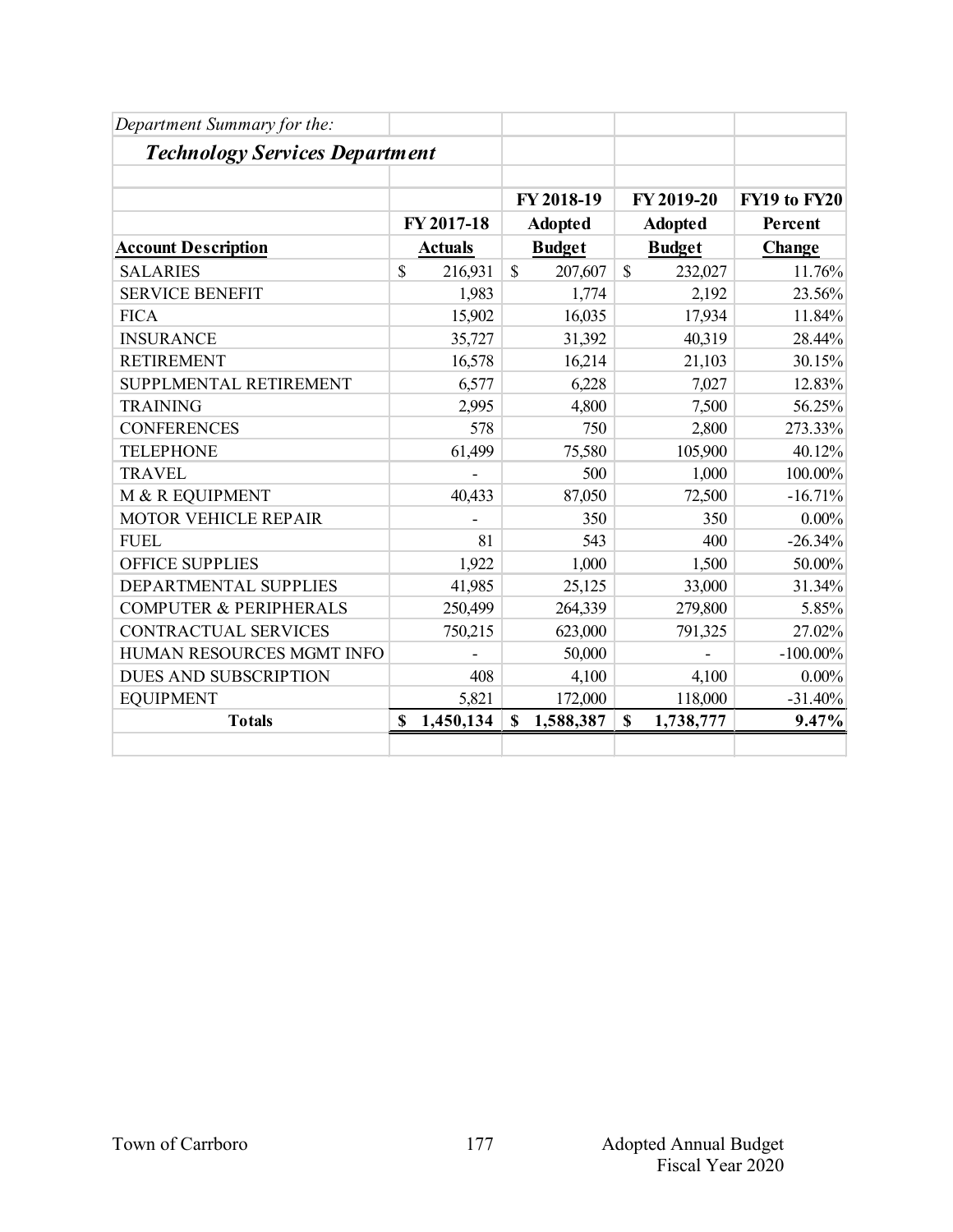*Department Summary for the:*

## ***Technology Services Department***

| Account Description | FY 2017-18 Actuals | FY 2018-19 Adopted Budget | FY 2019-20 Adopted Budget | FY19 to FY20 Percent Change |
|---|---|---|---|---|
| SALARIES | $ 216,931 | $ 207,607 | $ 232,027 | 11.76% |
| SERVICE BENEFIT | 1,983 | 1,774 | 2,192 | 23.56% |
| FICA | 15,902 | 16,035 | 17,934 | 11.84% |
| INSURANCE | 35,727 | 31,392 | 40,319 | 28.44% |
| RETIREMENT | 16,578 | 16,214 | 21,103 | 30.15% |
| SUPPLMENTAL RETIREMENT | 6,577 | 6,228 | 7,027 | 12.83% |
| TRAINING | 2,995 | 4,800 | 7,500 | 56.25% |
| CONFERENCES | 578 | 750 | 2,800 | 273.33% |
| TELEPHONE | 61,499 | 75,580 | 105,900 | 40.12% |
| TRAVEL | - | 500 | 1,000 | 100.00% |
| M & R EQUIPMENT | 40,433 | 87,050 | 72,500 | -16.71% |
| MOTOR VEHICLE REPAIR | - | 350 | 350 | 0.00% |
| FUEL | 81 | 543 | 400 | -26.34% |
| OFFICE SUPPLIES | 1,922 | 1,000 | 1,500 | 50.00% |
| DEPARTMENTAL SUPPLIES | 41,985 | 25,125 | 33,000 | 31.34% |
| COMPUTER & PERIPHERALS | 250,499 | 264,339 | 279,800 | 5.85% |
| CONTRACTUAL SERVICES | 750,215 | 623,000 | 791,325 | 27.02% |
| HUMAN RESOURCES MGMT INFO | - | 50,000 | - | -100.00% |
| DUES AND SUBSCRIPTION | 408 | 4,100 | 4,100 | 0.00% |
| EQUIPMENT | 5,821 | 172,000 | 118,000 | -31.40% |
| **Totals** | **$ 1,450,134** | **$ 1,588,387** | **$ 1,738,777** | **9.47%** |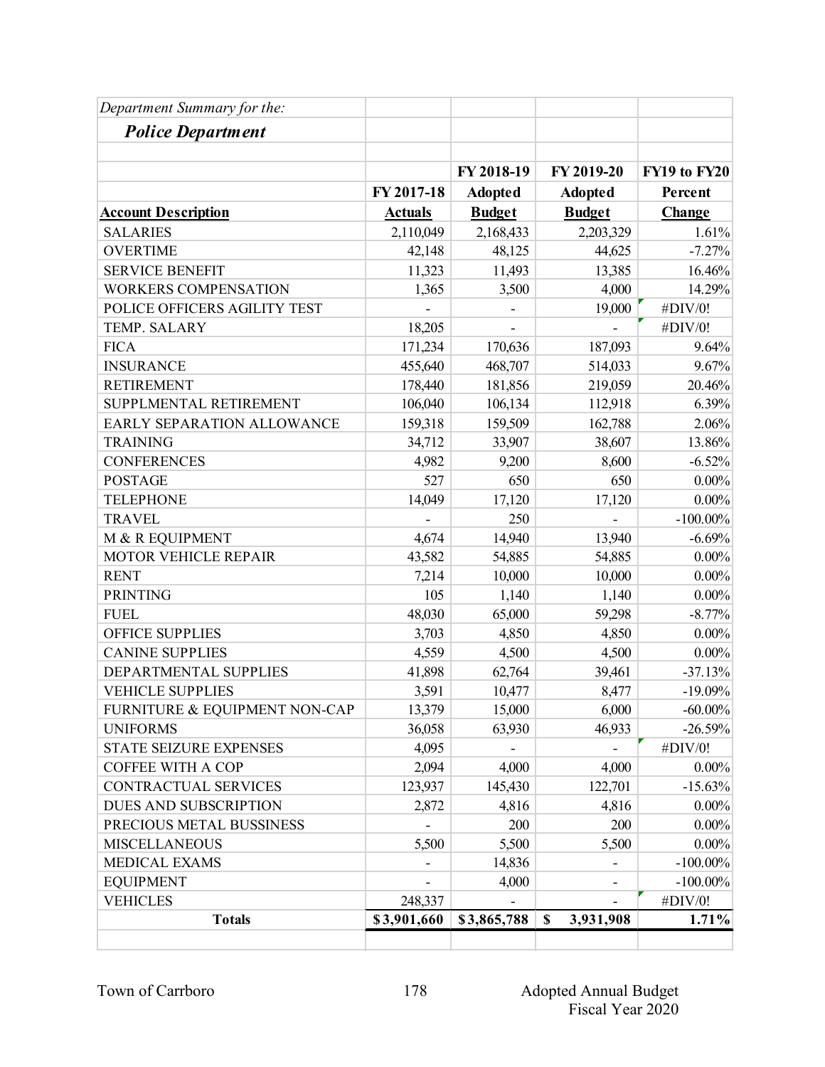*Department Summary for the:*

***Police Department***

| Account Description | FY 2017-18 Actuals | FY 2018-19 Adopted Budget | FY 2019-20 Adopted Budget | FY19 to FY20 Percent Change |
|---|---|---|---|---|
| SALARIES | 2,110,049 | 2,168,433 | 2,203,329 | 1.61% |
| OVERTIME | 42,148 | 48,125 | 44,625 | -7.27% |
| SERVICE BENEFIT | 11,323 | 11,493 | 13,385 | 16.46% |
| WORKERS COMPENSATION | 1,365 | 3,500 | 4,000 | 14.29% |
| POLICE OFFICERS AGILITY TEST | - | - | 19,000 | #DIV/0! |
| TEMP. SALARY | 18,205 | - | - | #DIV/0! |
| FICA | 171,234 | 170,636 | 187,093 | 9.64% |
| INSURANCE | 455,640 | 468,707 | 514,033 | 9.67% |
| RETIREMENT | 178,440 | 181,856 | 219,059 | 20.46% |
| SUPPLMENTAL RETIREMENT | 106,040 | 106,134 | 112,918 | 6.39% |
| EARLY SEPARATION ALLOWANCE | 159,318 | 159,509 | 162,788 | 2.06% |
| TRAINING | 34,712 | 33,907 | 38,607 | 13.86% |
| CONFERENCES | 4,982 | 9,200 | 8,600 | -6.52% |
| POSTAGE | 527 | 650 | 650 | 0.00% |
| TELEPHONE | 14,049 | 17,120 | 17,120 | 0.00% |
| TRAVEL | - | 250 | - | -100.00% |
| M & R EQUIPMENT | 4,674 | 14,940 | 13,940 | -6.69% |
| MOTOR VEHICLE REPAIR | 43,582 | 54,885 | 54,885 | 0.00% |
| RENT | 7,214 | 10,000 | 10,000 | 0.00% |
| PRINTING | 105 | 1,140 | 1,140 | 0.00% |
| FUEL | 48,030 | 65,000 | 59,298 | -8.77% |
| OFFICE SUPPLIES | 3,703 | 4,850 | 4,850 | 0.00% |
| CANINE SUPPLIES | 4,559 | 4,500 | 4,500 | 0.00% |
| DEPARTMENTAL SUPPLIES | 41,898 | 62,764 | 39,461 | -37.13% |
| VEHICLE SUPPLIES | 3,591 | 10,477 | 8,477 | -19.09% |
| FURNITURE & EQUIPMENT NON-CAP | 13,379 | 15,000 | 6,000 | -60.00% |
| UNIFORMS | 36,058 | 63,930 | 46,933 | -26.59% |
| STATE SEIZURE EXPENSES | 4,095 | - | - | #DIV/0! |
| COFFEE WITH A COP | 2,094 | 4,000 | 4,000 | 0.00% |
| CONTRACTUAL SERVICES | 123,937 | 145,430 | 122,701 | -15.63% |
| DUES AND SUBSCRIPTION | 2,872 | 4,816 | 4,816 | 0.00% |
| PRECIOUS METAL BUSSINESS | - | 200 | 200 | 0.00% |
| MISCELLANEOUS | 5,500 | 5,500 | 5,500 | 0.00% |
| MEDICAL EXAMS | - | 14,836 | - | -100.00% |
| EQUIPMENT | - | 4,000 | - | -100.00% |
| VEHICLES | 248,337 | - | - | #DIV/0! |
| **Totals** | **$3,901,660** | **$3,865,788** | **$ 3,931,908** | **1.71%** |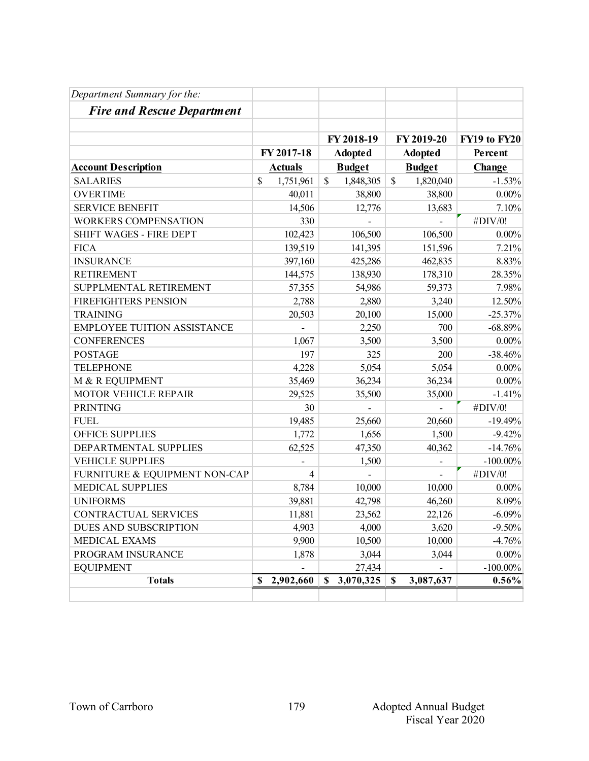*Department Summary for the:*

***Fire and Rescue Department***

| Account Description | FY 2017-18 Actuals | FY 2018-19 Adopted Budget | FY 2019-20 Adopted Budget | FY19 to FY20 Percent Change |
|---|---|---|---|---|
| SALARIES | $ 1,751,961 | $ 1,848,305 | $ 1,820,040 | -1.53% |
| OVERTIME | 40,011 | 38,800 | 38,800 | 0.00% |
| SERVICE BENEFIT | 14,506 | 12,776 | 13,683 | 7.10% |
| WORKERS COMPENSATION | 330 | - | - | #DIV/0! |
| SHIFT WAGES - FIRE DEPT | 102,423 | 106,500 | 106,500 | 0.00% |
| FICA | 139,519 | 141,395 | 151,596 | 7.21% |
| INSURANCE | 397,160 | 425,286 | 462,835 | 8.83% |
| RETIREMENT | 144,575 | 138,930 | 178,310 | 28.35% |
| SUPPLMENTAL RETIREMENT | 57,355 | 54,986 | 59,373 | 7.98% |
| FIREFIGHTERS PENSION | 2,788 | 2,880 | 3,240 | 12.50% |
| TRAINING | 20,503 | 20,100 | 15,000 | -25.37% |
| EMPLOYEE TUITION ASSISTANCE | - | 2,250 | 700 | -68.89% |
| CONFERENCES | 1,067 | 3,500 | 3,500 | 0.00% |
| POSTAGE | 197 | 325 | 200 | -38.46% |
| TELEPHONE | 4,228 | 5,054 | 5,054 | 0.00% |
| M & R EQUIPMENT | 35,469 | 36,234 | 36,234 | 0.00% |
| MOTOR VEHICLE REPAIR | 29,525 | 35,500 | 35,000 | -1.41% |
| PRINTING | 30 | - | - | #DIV/0! |
| FUEL | 19,485 | 25,660 | 20,660 | -19.49% |
| OFFICE SUPPLIES | 1,772 | 1,656 | 1,500 | -9.42% |
| DEPARTMENTAL SUPPLIES | 62,525 | 47,350 | 40,362 | -14.76% |
| VEHICLE SUPPLIES | - | 1,500 | - | -100.00% |
| FURNITURE & EQUIPMENT NON-CAP | 4 | - | - | #DIV/0! |
| MEDICAL SUPPLIES | 8,784 | 10,000 | 10,000 | 0.00% |
| UNIFORMS | 39,881 | 42,798 | 46,260 | 8.09% |
| CONTRACTUAL SERVICES | 11,881 | 23,562 | 22,126 | -6.09% |
| DUES AND SUBSCRIPTION | 4,903 | 4,000 | 3,620 | -9.50% |
| MEDICAL EXAMS | 9,900 | 10,500 | 10,000 | -4.76% |
| PROGRAM INSURANCE | 1,878 | 3,044 | 3,044 | 0.00% |
| EQUIPMENT | - | 27,434 | - | -100.00% |
| **Totals** | **$ 2,902,660** | **$ 3,070,325** | **$ 3,087,637** | **0.56%** |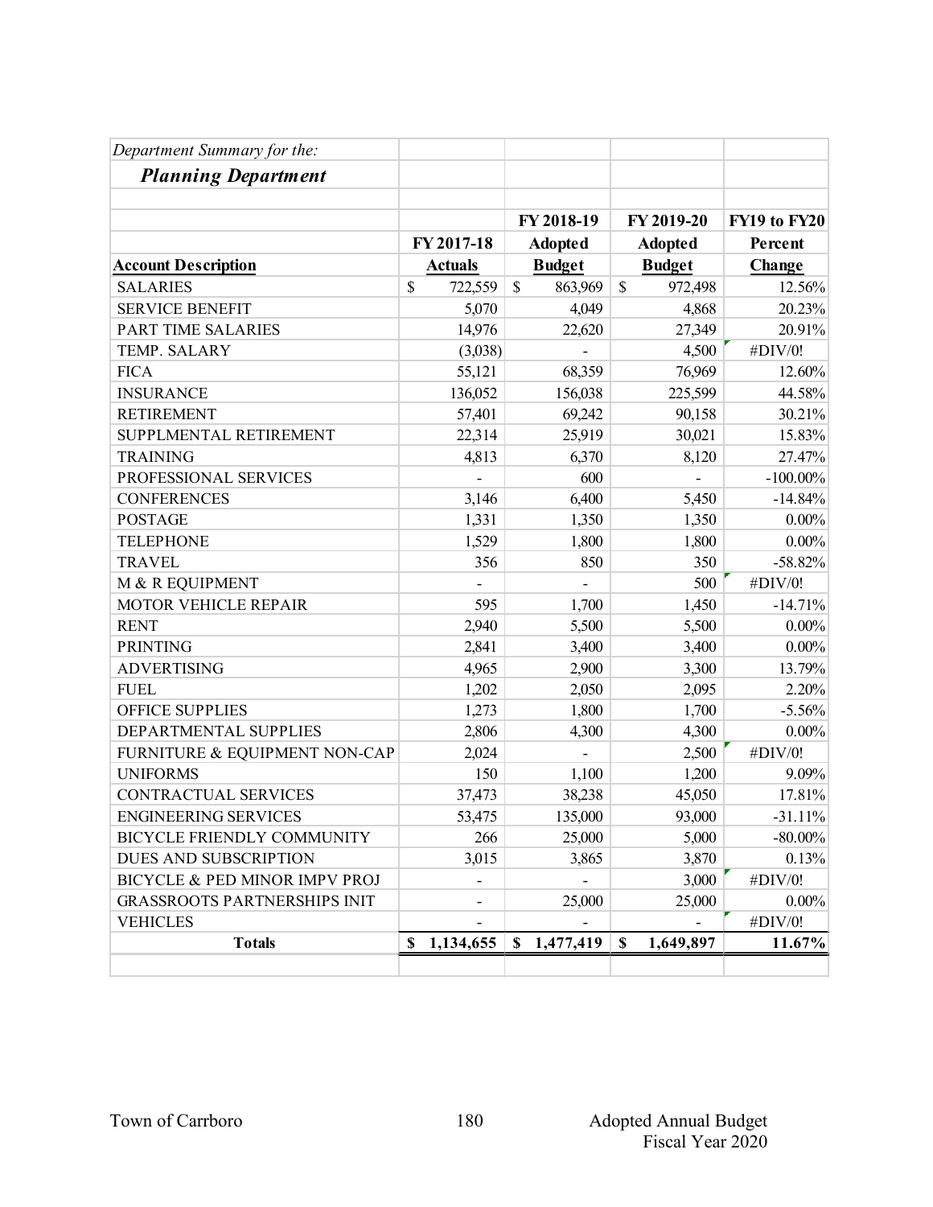*Department Summary for the:*

***Planning Department***

| Account Description | FY 2017-18 Actuals | FY 2018-19 Adopted Budget | FY 2019-20 Adopted Budget | FY19 to FY20 Percent Change |
|---|---|---|---|---|
| SALARIES | $ 722,559 | $ 863,969 | $ 972,498 | 12.56% |
| SERVICE BENEFIT | 5,070 | 4,049 | 4,868 | 20.23% |
| PART TIME SALARIES | 14,976 | 22,620 | 27,349 | 20.91% |
| TEMP. SALARY | (3,038) | - | 4,500 | #DIV/0! |
| FICA | 55,121 | 68,359 | 76,969 | 12.60% |
| INSURANCE | 136,052 | 156,038 | 225,599 | 44.58% |
| RETIREMENT | 57,401 | 69,242 | 90,158 | 30.21% |
| SUPPLMENTAL RETIREMENT | 22,314 | 25,919 | 30,021 | 15.83% |
| TRAINING | 4,813 | 6,370 | 8,120 | 27.47% |
| PROFESSIONAL SERVICES | - | 600 | - | -100.00% |
| CONFERENCES | 3,146 | 6,400 | 5,450 | -14.84% |
| POSTAGE | 1,331 | 1,350 | 1,350 | 0.00% |
| TELEPHONE | 1,529 | 1,800 | 1,800 | 0.00% |
| TRAVEL | 356 | 850 | 350 | -58.82% |
| M & R EQUIPMENT | - | - | 500 | #DIV/0! |
| MOTOR VEHICLE REPAIR | 595 | 1,700 | 1,450 | -14.71% |
| RENT | 2,940 | 5,500 | 5,500 | 0.00% |
| PRINTING | 2,841 | 3,400 | 3,400 | 0.00% |
| ADVERTISING | 4,965 | 2,900 | 3,300 | 13.79% |
| FUEL | 1,202 | 2,050 | 2,095 | 2.20% |
| OFFICE SUPPLIES | 1,273 | 1,800 | 1,700 | -5.56% |
| DEPARTMENTAL SUPPLIES | 2,806 | 4,300 | 4,300 | 0.00% |
| FURNITURE & EQUIPMENT NON-CAP | 2,024 | - | 2,500 | #DIV/0! |
| UNIFORMS | 150 | 1,100 | 1,200 | 9.09% |
| CONTRACTUAL SERVICES | 37,473 | 38,238 | 45,050 | 17.81% |
| ENGINEERING SERVICES | 53,475 | 135,000 | 93,000 | -31.11% |
| BICYCLE FRIENDLY COMMUNITY | 266 | 25,000 | 5,000 | -80.00% |
| DUES AND SUBSCRIPTION | 3,015 | 3,865 | 3,870 | 0.13% |
| BICYCLE & PED MINOR IMPV PROJ | - | - | 3,000 | #DIV/0! |
| GRASSROOTS PARTNERSHIPS INIT | - | 25,000 | 25,000 | 0.00% |
| VEHICLES | - | - | - | #DIV/0! |
| **Totals** | **$ 1,134,655** | **$ 1,477,419** | **$ 1,649,897** | **11.67%** |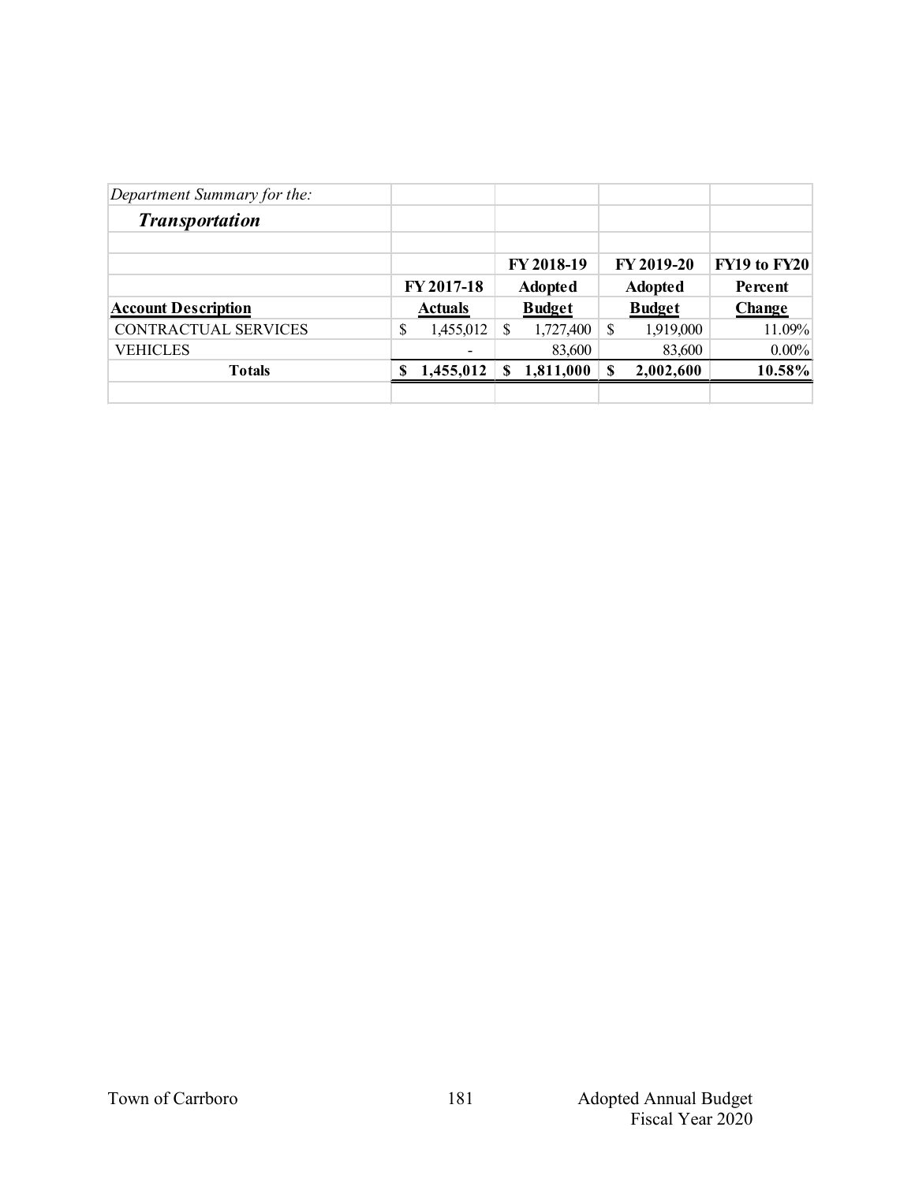*Department Summary for the:*

***Transportation***

| Account Description | FY 2017-18 Actuals | FY 2018-19 Adopted Budget | FY 2019-20 Adopted Budget | FY19 to FY20 Percent Change |
|---|---|---|---|---|
| CONTRACTUAL SERVICES | $ 1,455,012 | $ 1,727,400 | $ 1,919,000 | 11.09% |
| VEHICLES | - | 83,600 | 83,600 | 0.00% |
| **Totals** | **$ 1,455,012** | **$ 1,811,000** | **$ 2,002,600** | **10.58%** |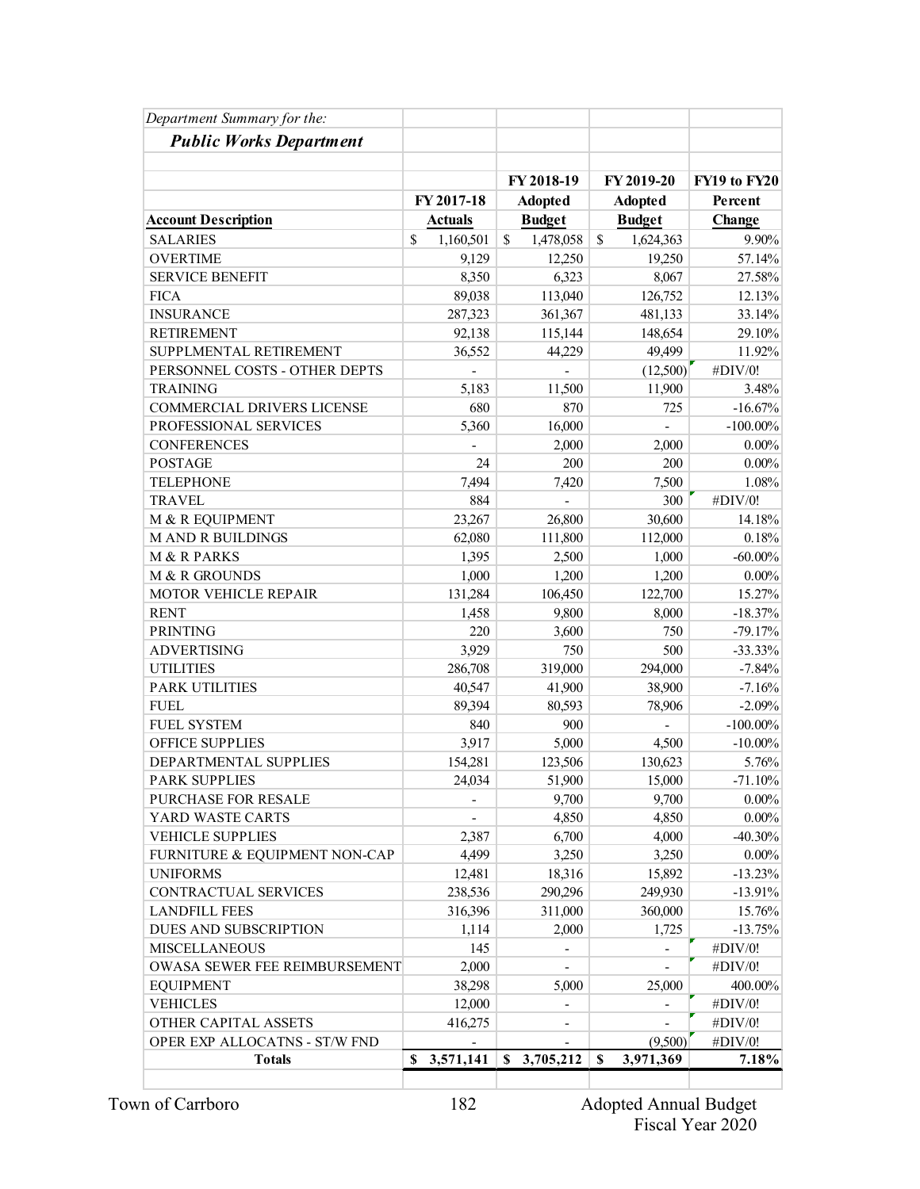*Department Summary for the:*

***Public Works Department***

| Account Description | FY 2017-18 Actuals | FY 2018-19 Adopted Budget | FY 2019-20 Adopted Budget | FY19 to FY20 Percent Change |
|---|---|---|---|---|
| SALARIES | $ 1,160,501 | $ 1,478,058 | $ 1,624,363 | 9.90% |
| OVERTIME | 9,129 | 12,250 | 19,250 | 57.14% |
| SERVICE BENEFIT | 8,350 | 6,323 | 8,067 | 27.58% |
| FICA | 89,038 | 113,040 | 126,752 | 12.13% |
| INSURANCE | 287,323 | 361,367 | 481,133 | 33.14% |
| RETIREMENT | 92,138 | 115,144 | 148,654 | 29.10% |
| SUPPLMENTAL RETIREMENT | 36,552 | 44,229 | 49,499 | 11.92% |
| PERSONNEL COSTS - OTHER DEPTS | - | - | (12,500) | #DIV/0! |
| TRAINING | 5,183 | 11,500 | 11,900 | 3.48% |
| COMMERCIAL DRIVERS LICENSE | 680 | 870 | 725 | -16.67% |
| PROFESSIONAL SERVICES | 5,360 | 16,000 | - | -100.00% |
| CONFERENCES | - | 2,000 | 2,000 | 0.00% |
| POSTAGE | 24 | 200 | 200 | 0.00% |
| TELEPHONE | 7,494 | 7,420 | 7,500 | 1.08% |
| TRAVEL | 884 | - | 300 | #DIV/0! |
| M & R EQUIPMENT | 23,267 | 26,800 | 30,600 | 14.18% |
| M AND R BUILDINGS | 62,080 | 111,800 | 112,000 | 0.18% |
| M & R PARKS | 1,395 | 2,500 | 1,000 | -60.00% |
| M & R GROUNDS | 1,000 | 1,200 | 1,200 | 0.00% |
| MOTOR VEHICLE REPAIR | 131,284 | 106,450 | 122,700 | 15.27% |
| RENT | 1,458 | 9,800 | 8,000 | -18.37% |
| PRINTING | 220 | 3,600 | 750 | -79.17% |
| ADVERTISING | 3,929 | 750 | 500 | -33.33% |
| UTILITIES | 286,708 | 319,000 | 294,000 | -7.84% |
| PARK UTILITIES | 40,547 | 41,900 | 38,900 | -7.16% |
| FUEL | 89,394 | 80,593 | 78,906 | -2.09% |
| FUEL SYSTEM | 840 | 900 | - | -100.00% |
| OFFICE SUPPLIES | 3,917 | 5,000 | 4,500 | -10.00% |
| DEPARTMENTAL SUPPLIES | 154,281 | 123,506 | 130,623 | 5.76% |
| PARK SUPPLIES | 24,034 | 51,900 | 15,000 | -71.10% |
| PURCHASE FOR RESALE | - | 9,700 | 9,700 | 0.00% |
| YARD WASTE CARTS | - | 4,850 | 4,850 | 0.00% |
| VEHICLE SUPPLIES | 2,387 | 6,700 | 4,000 | -40.30% |
| FURNITURE & EQUIPMENT NON-CAP | 4,499 | 3,250 | 3,250 | 0.00% |
| UNIFORMS | 12,481 | 18,316 | 15,892 | -13.23% |
| CONTRACTUAL SERVICES | 238,536 | 290,296 | 249,930 | -13.91% |
| LANDFILL FEES | 316,396 | 311,000 | 360,000 | 15.76% |
| DUES AND SUBSCRIPTION | 1,114 | 2,000 | 1,725 | -13.75% |
| MISCELLANEOUS | 145 | - | - | #DIV/0! |
| OWASA SEWER FEE REIMBURSEMENT | 2,000 | - | - | #DIV/0! |
| EQUIPMENT | 38,298 | 5,000 | 25,000 | 400.00% |
| VEHICLES | 12,000 | - | - | #DIV/0! |
| OTHER CAPITAL ASSETS | 416,275 | - | - | #DIV/0! |
| OPER EXP ALLOCATNS - ST/W FND | - | - | (9,500) | #DIV/0! |
| **Totals** | **$ 3,571,141** | **$ 3,705,212** | **$ 3,971,369** | **7.18%** |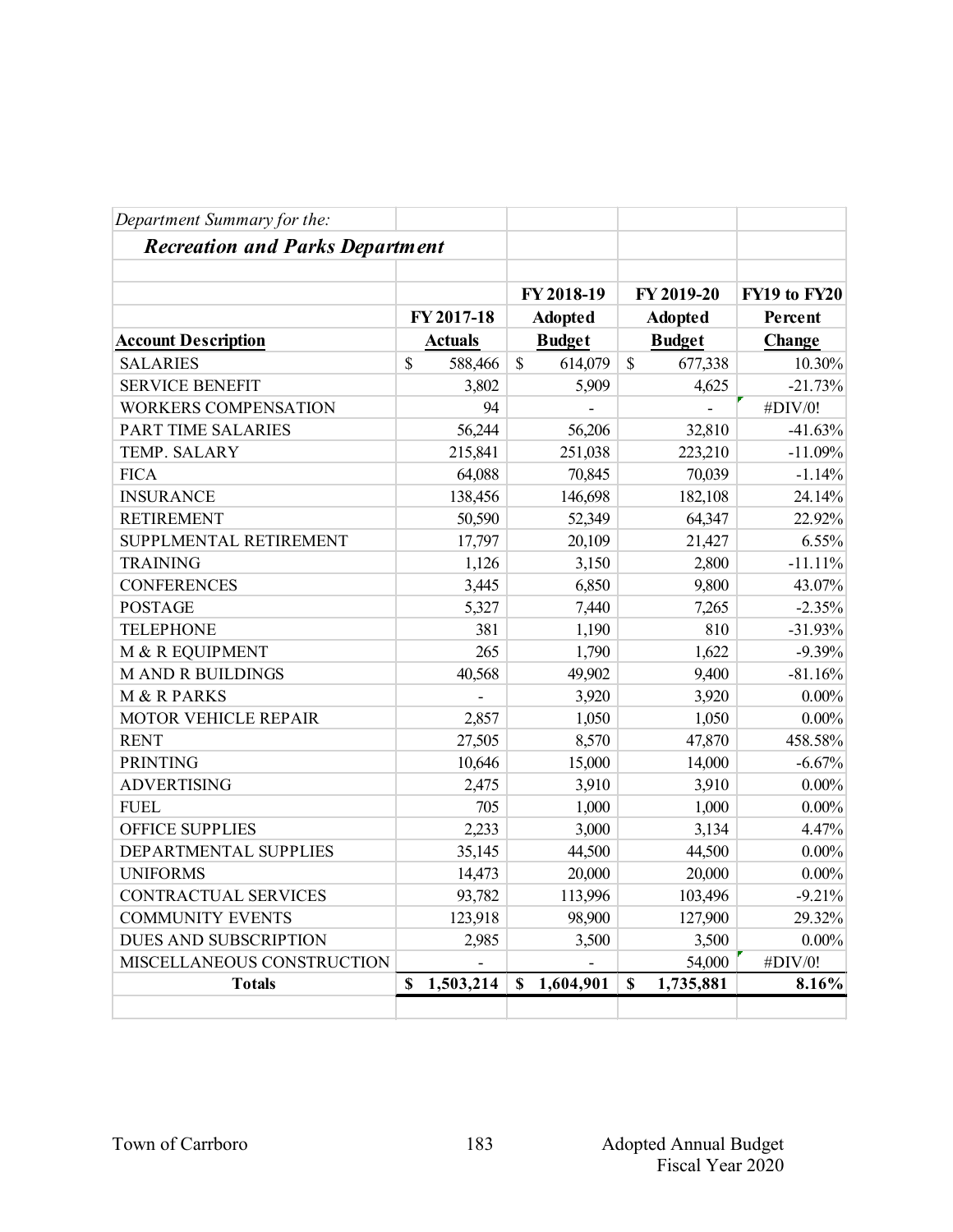*Department Summary for the:*

***Recreation and Parks Department***

| Account Description | FY 2017-18 Actuals | FY 2018-19 Adopted Budget | FY 2019-20 Adopted Budget | FY19 to FY20 Percent Change |
|---|---|---|---|---|
| SALARIES | $ 588,466 | $ 614,079 | $ 677,338 | 10.30% |
| SERVICE BENEFIT | 3,802 | 5,909 | 4,625 | -21.73% |
| WORKERS COMPENSATION | 94 | - | - | #DIV/0! |
| PART TIME SALARIES | 56,244 | 56,206 | 32,810 | -41.63% |
| TEMP. SALARY | 215,841 | 251,038 | 223,210 | -11.09% |
| FICA | 64,088 | 70,845 | 70,039 | -1.14% |
| INSURANCE | 138,456 | 146,698 | 182,108 | 24.14% |
| RETIREMENT | 50,590 | 52,349 | 64,347 | 22.92% |
| SUPPLMENTAL RETIREMENT | 17,797 | 20,109 | 21,427 | 6.55% |
| TRAINING | 1,126 | 3,150 | 2,800 | -11.11% |
| CONFERENCES | 3,445 | 6,850 | 9,800 | 43.07% |
| POSTAGE | 5,327 | 7,440 | 7,265 | -2.35% |
| TELEPHONE | 381 | 1,190 | 810 | -31.93% |
| M & R EQUIPMENT | 265 | 1,790 | 1,622 | -9.39% |
| M AND R BUILDINGS | 40,568 | 49,902 | 9,400 | -81.16% |
| M & R PARKS | - | 3,920 | 3,920 | 0.00% |
| MOTOR VEHICLE REPAIR | 2,857 | 1,050 | 1,050 | 0.00% |
| RENT | 27,505 | 8,570 | 47,870 | 458.58% |
| PRINTING | 10,646 | 15,000 | 14,000 | -6.67% |
| ADVERTISING | 2,475 | 3,910 | 3,910 | 0.00% |
| FUEL | 705 | 1,000 | 1,000 | 0.00% |
| OFFICE SUPPLIES | 2,233 | 3,000 | 3,134 | 4.47% |
| DEPARTMENTAL SUPPLIES | 35,145 | 44,500 | 44,500 | 0.00% |
| UNIFORMS | 14,473 | 20,000 | 20,000 | 0.00% |
| CONTRACTUAL SERVICES | 93,782 | 113,996 | 103,496 | -9.21% |
| COMMUNITY EVENTS | 123,918 | 98,900 | 127,900 | 29.32% |
| DUES AND SUBSCRIPTION | 2,985 | 3,500 | 3,500 | 0.00% |
| MISCELLANEOUS CONSTRUCTION | - | - | 54,000 | #DIV/0! |
| **Totals** | **$ 1,503,214** | **$ 1,604,901** | **$ 1,735,881** | **8.16%** |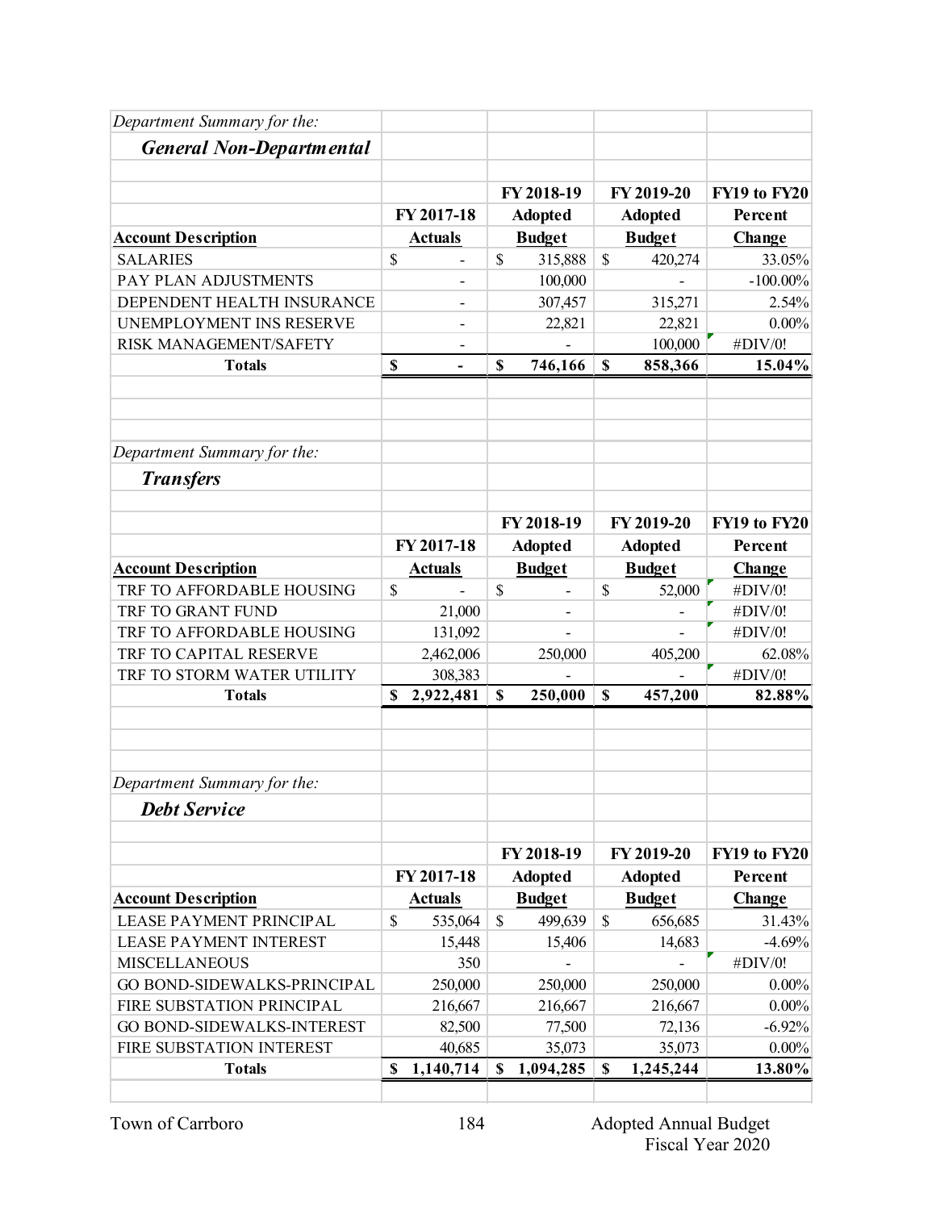*Department Summary for the:*

## *General Non-Departmental*

| Account Description | FY 2017-18 Actuals | FY 2018-19 Adopted Budget | FY 2019-20 Adopted Budget | FY19 to FY20 Percent Change |
|---|---|---|---|---|
| SALARIES | $ - | $ 315,888 | $ 420,274 | 33.05% |
| PAY PLAN ADJUSTMENTS | - | 100,000 | - | -100.00% |
| DEPENDENT HEALTH INSURANCE | - | 307,457 | 315,271 | 2.54% |
| UNEMPLOYMENT INS RESERVE | - | 22,821 | 22,821 | 0.00% |
| RISK MANAGEMENT/SAFETY | - | - | 100,000 | #DIV/0! |
| **Totals** | **$ -** | **$ 746,166** | **$ 858,366** | **15.04%** |

*Department Summary for the:*

## *Transfers*

| Account Description | FY 2017-18 Actuals | FY 2018-19 Adopted Budget | FY 2019-20 Adopted Budget | FY19 to FY20 Percent Change |
|---|---|---|---|---|
| TRF TO AFFORDABLE HOUSING | $ - | $ - | $ 52,000 | #DIV/0! |
| TRF TO GRANT FUND | 21,000 | - | - | #DIV/0! |
| TRF TO AFFORDABLE HOUSING | 131,092 | - | - | #DIV/0! |
| TRF TO CAPITAL RESERVE | 2,462,006 | 250,000 | 405,200 | 62.08% |
| TRF TO STORM WATER UTILITY | 308,383 | - | - | #DIV/0! |
| **Totals** | **$ 2,922,481** | **$ 250,000** | **$ 457,200** | **82.88%** |

*Department Summary for the:*

## *Debt Service*

| Account Description | FY 2017-18 Actuals | FY 2018-19 Adopted Budget | FY 2019-20 Adopted Budget | FY19 to FY20 Percent Change |
|---|---|---|---|---|
| LEASE PAYMENT PRINCIPAL | $ 535,064 | $ 499,639 | $ 656,685 | 31.43% |
| LEASE PAYMENT INTEREST | 15,448 | 15,406 | 14,683 | -4.69% |
| MISCELLANEOUS | 350 | - | - | #DIV/0! |
| GO BOND-SIDEWALKS-PRINCIPAL | 250,000 | 250,000 | 250,000 | 0.00% |
| FIRE SUBSTATION PRINCIPAL | 216,667 | 216,667 | 216,667 | 0.00% |
| GO BOND-SIDEWALKS-INTEREST | 82,500 | 77,500 | 72,136 | -6.92% |
| FIRE SUBSTATION INTEREST | 40,685 | 35,073 | 35,073 | 0.00% |
| **Totals** | **$ 1,140,714** | **$ 1,094,285** | **$ 1,245,244** | **13.80%** |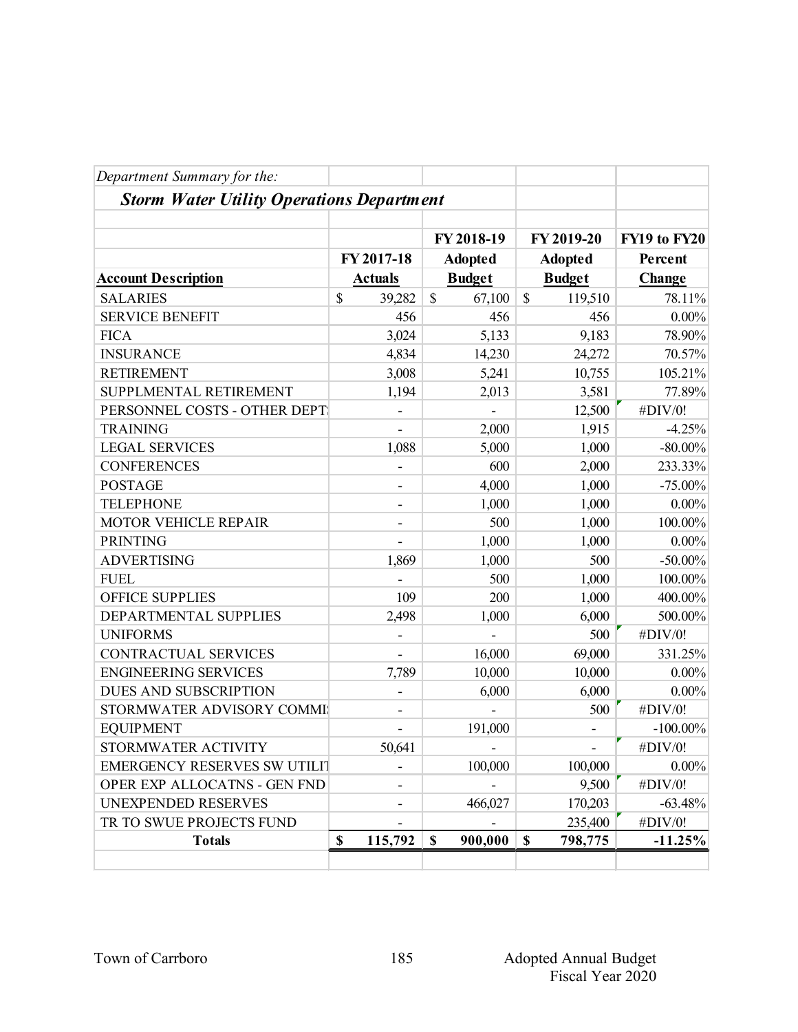*Department Summary for the:*

***Storm Water Utility Operations Department***

| Account Description | FY 2017-18 Actuals | FY 2018-19 Adopted Budget | FY 2019-20 Adopted Budget | FY19 to FY20 Percent Change |
|---|---|---|---|---|
| SALARIES | $ 39,282 | $ 67,100 | $ 119,510 | 78.11% |
| SERVICE BENEFIT | 456 | 456 | 456 | 0.00% |
| FICA | 3,024 | 5,133 | 9,183 | 78.90% |
| INSURANCE | 4,834 | 14,230 | 24,272 | 70.57% |
| RETIREMENT | 3,008 | 5,241 | 10,755 | 105.21% |
| SUPPLMENTAL RETIREMENT | 1,194 | 2,013 | 3,581 | 77.89% |
| PERSONNEL COSTS - OTHER DEPT: | - | - | 12,500 | #DIV/0! |
| TRAINING | - | 2,000 | 1,915 | -4.25% |
| LEGAL SERVICES | 1,088 | 5,000 | 1,000 | -80.00% |
| CONFERENCES | - | 600 | 2,000 | 233.33% |
| POSTAGE | - | 4,000 | 1,000 | -75.00% |
| TELEPHONE | - | 1,000 | 1,000 | 0.00% |
| MOTOR VEHICLE REPAIR | - | 500 | 1,000 | 100.00% |
| PRINTING | - | 1,000 | 1,000 | 0.00% |
| ADVERTISING | 1,869 | 1,000 | 500 | -50.00% |
| FUEL | - | 500 | 1,000 | 100.00% |
| OFFICE SUPPLIES | 109 | 200 | 1,000 | 400.00% |
| DEPARTMENTAL SUPPLIES | 2,498 | 1,000 | 6,000 | 500.00% |
| UNIFORMS | - | - | 500 | #DIV/0! |
| CONTRACTUAL SERVICES | - | 16,000 | 69,000 | 331.25% |
| ENGINEERING SERVICES | 7,789 | 10,000 | 10,000 | 0.00% |
| DUES AND SUBSCRIPTION | - | 6,000 | 6,000 | 0.00% |
| STORMWATER ADVISORY COMMI: | - | - | 500 | #DIV/0! |
| EQUIPMENT | - | 191,000 | - | -100.00% |
| STORMWATER ACTIVITY | 50,641 | - | - | #DIV/0! |
| EMERGENCY RESERVES SW UTILIT | - | 100,000 | 100,000 | 0.00% |
| OPER EXP ALLOCATNS - GEN FND | - | - | 9,500 | #DIV/0! |
| UNEXPENDED RESERVES | - | 466,027 | 170,203 | -63.48% |
| TR TO SWUE PROJECTS FUND | - | - | 235,400 | #DIV/0! |
| **Totals** | **$ 115,792** | **$ 900,000** | **$ 798,775** | **-11.25%** |